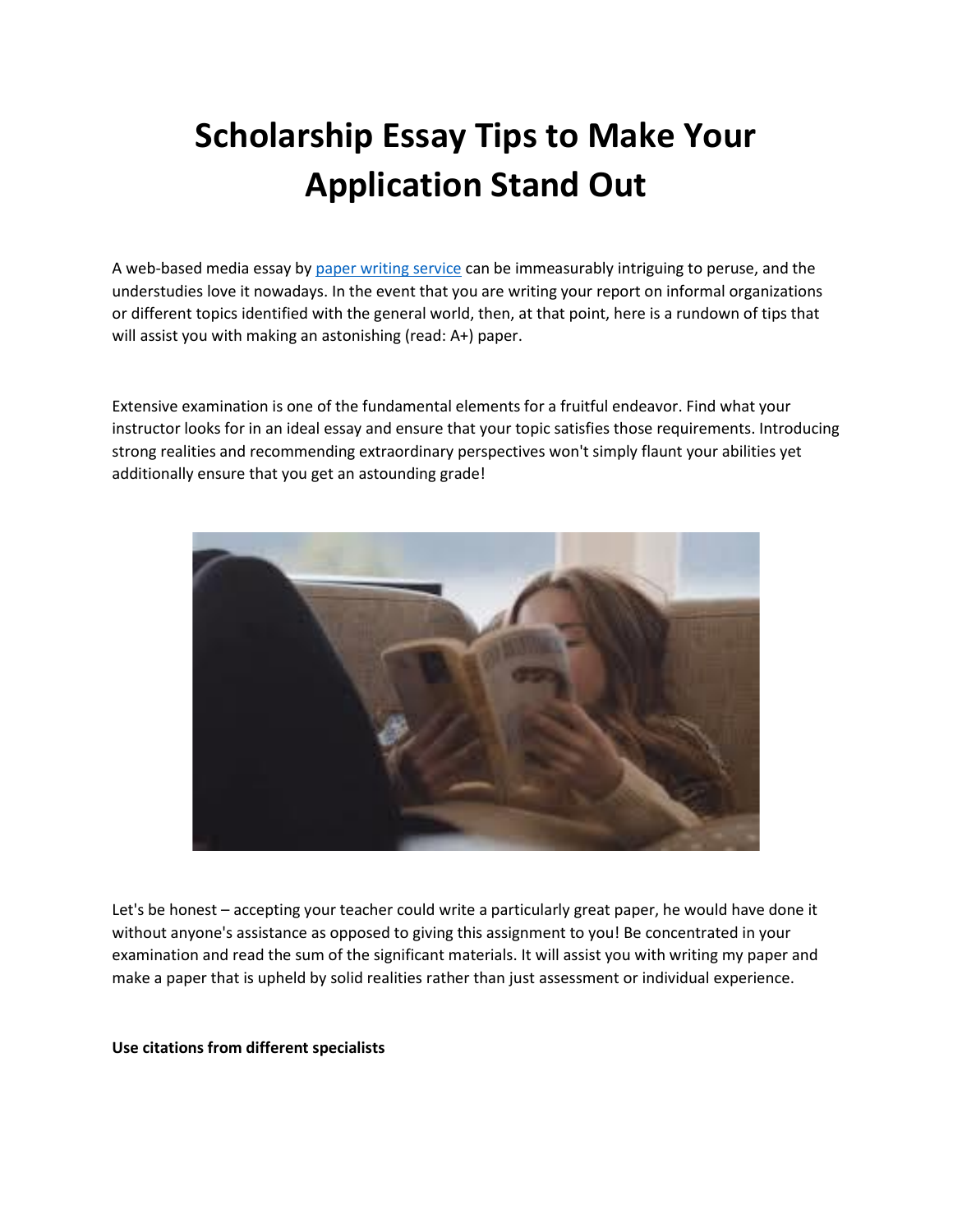# Scholarship Essay Tips to Make Your Application Stand Out

A web-based media essay by [paper writing service]() can be immeasurably intriguing to peruse, and the understudies love it nowadays. In the event that you are writing your report on informal organizations or different topics identified with the general world, then, at that point, here is a rundown of tips that will assist you with making an astonishing (read: A+) paper.

Extensive examination is one of the fundamental elements for a fruitful endeavor. Find what your instructor looks for in an ideal essay and ensure that your topic satisfies those requirements. Introducing strong realities and recommending extraordinary perspectives won't simply flaunt your abilities yet additionally ensure that you get an astounding grade!

Let's be honest – accepting your teacher could write a particularly great paper, he would have done it without anyone's assistance as opposed to giving this assignment to you! Be concentrated in your examination and read the sum of the significant materials. It will assist you with writing my paper and make a paper that is upheld by solid realities rather than just assessment or individual experience.

**Use citations from different specialists**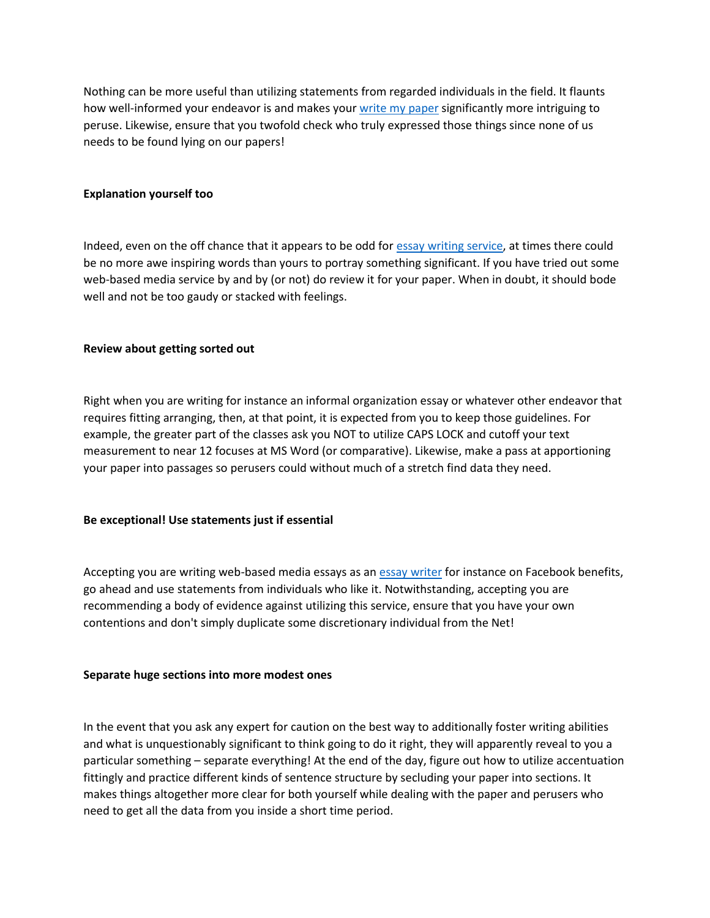Nothing can be more useful than utilizing statements from regarded individuals in the field. It flaunts how well-informed your endeavor is and makes your [write my paper]() significantly more intriguing to peruse. Likewise, ensure that you twofold check who truly expressed those things since none of us needs to be found lying on our papers!

**Explanation yourself too**

Indeed, even on the off chance that it appears to be odd for [essay writing service](), at times there could be no more awe inspiring words than yours to portray something significant. If you have tried out some web-based media service by and by (or not) do review it for your paper. When in doubt, it should bode well and not be too gaudy or stacked with feelings.

**Review about getting sorted out**

Right when you are writing for instance an informal organization essay or whatever other endeavor that requires fitting arranging, then, at that point, it is expected from you to keep those guidelines. For example, the greater part of the classes ask you NOT to utilize CAPS LOCK and cutoff your text measurement to near 12 focuses at MS Word (or comparative). Likewise, make a pass at apportioning your paper into passages so perusers could without much of a stretch find data they need.

**Be exceptional! Use statements just if essential**

Accepting you are writing web-based media essays as an [essay writer]() for instance on Facebook benefits, go ahead and use statements from individuals who like it. Notwithstanding, accepting you are recommending a body of evidence against utilizing this service, ensure that you have your own contentions and don't simply duplicate some discretionary individual from the Net!

**Separate huge sections into more modest ones**

In the event that you ask any expert for caution on the best way to additionally foster writing abilities and what is unquestionably significant to think going to do it right, they will apparently reveal to you a particular something – separate everything! At the end of the day, figure out how to utilize accentuation fittingly and practice different kinds of sentence structure by secluding your paper into sections. It makes things altogether more clear for both yourself while dealing with the paper and perusers who need to get all the data from you inside a short time period.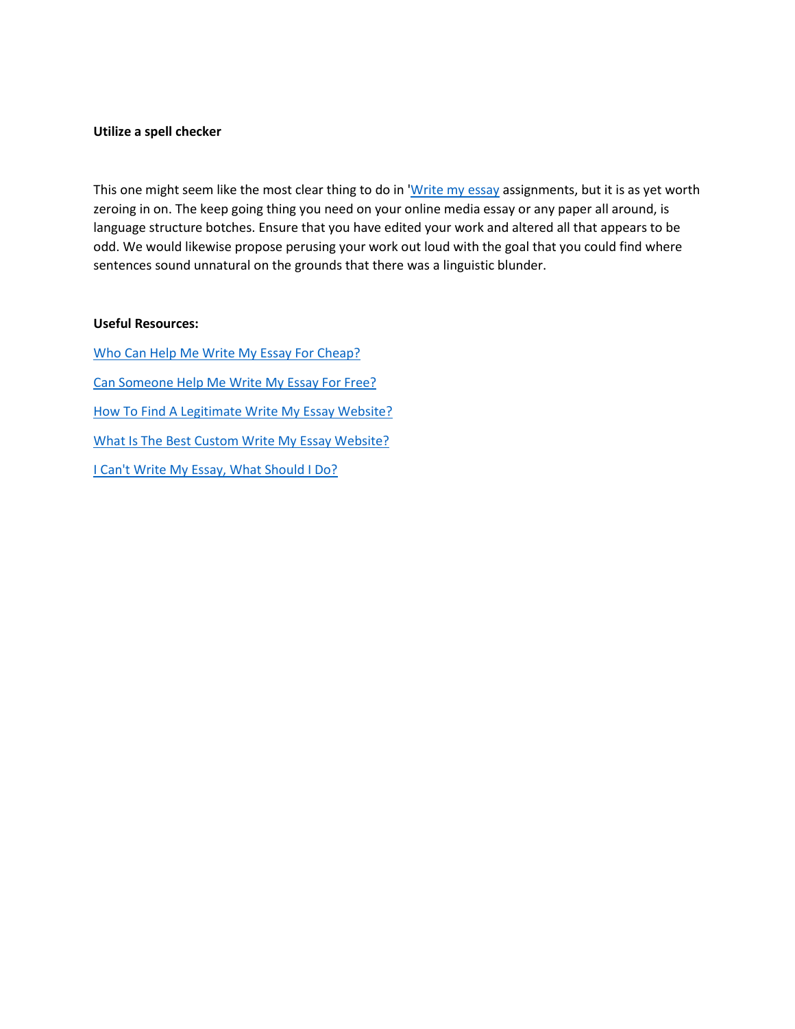**Utilize a spell checker**

This one might seem like the most clear thing to do in '[Write my essay] assignments, but it is as yet worth zeroing in on. The keep going thing you need on your online media essay or any paper all around, is language structure botches. Ensure that you have edited your work and altered all that appears to be odd. We would likewise propose perusing your work out loud with the goal that you could find where sentences sound unnatural on the grounds that there was a linguistic blunder.

**Useful Resources:**

Who Can Help Me Write My Essay For Cheap?

Can Someone Help Me Write My Essay For Free?

How To Find A Legitimate Write My Essay Website?

What Is The Best Custom Write My Essay Website?

I Can't Write My Essay, What Should I Do?